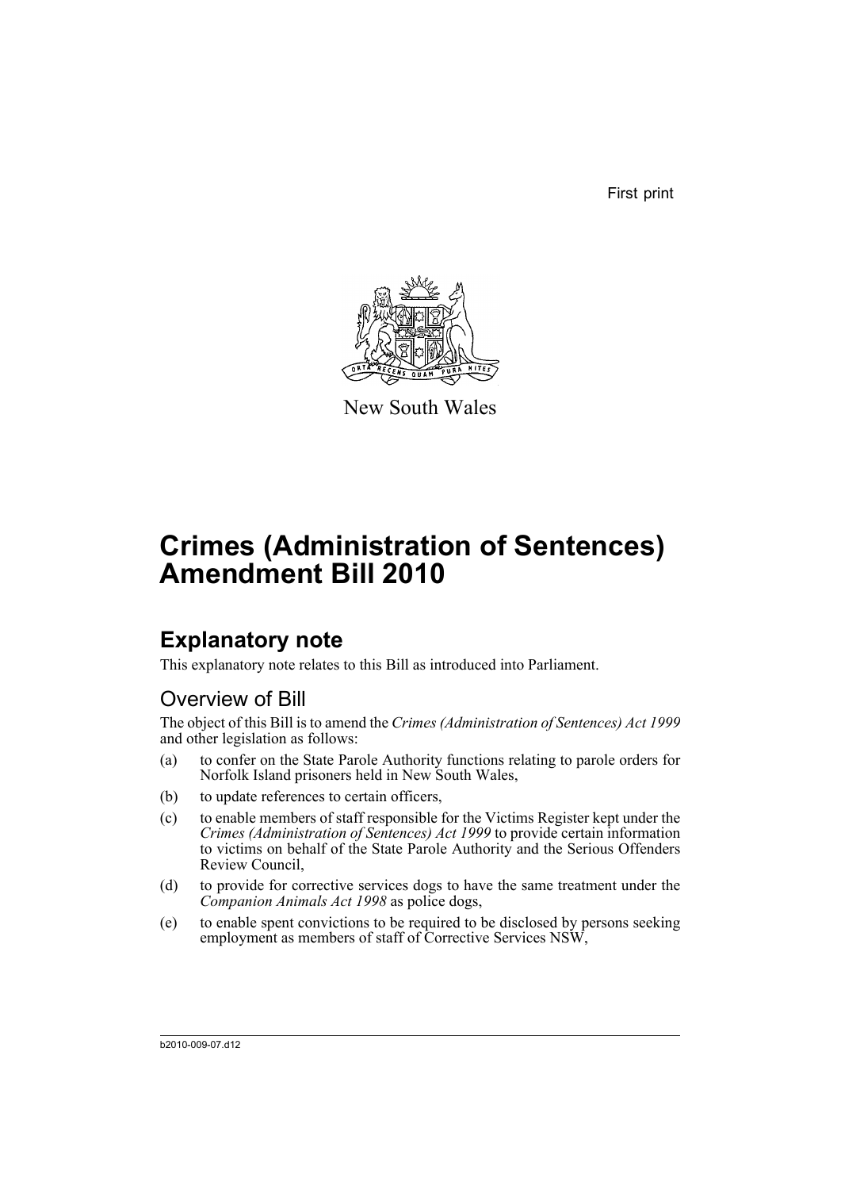First print

New South Wales

# Crimes (Administration of Sentences) Amendment Bill 2010

## Explanatory note

This explanatory note relates to this Bill as introduced into Parliament.

### Overview of Bill

The object of this Bill is to amend the *Crimes (Administration of Sentences) Act 1999* and other legislation as follows:

(a) to confer on the State Parole Authority functions relating to parole orders for Norfolk Island prisoners held in New South Wales,

(b) to update references to certain officers,

(c) to enable members of staff responsible for the Victims Register kept under the *Crimes (Administration of Sentences) Act 1999* to provide certain information to victims on behalf of the State Parole Authority and the Serious Offenders Review Council,

(d) to provide for corrective services dogs to have the same treatment under the *Companion Animals Act 1998* as police dogs,

(e) to enable spent convictions to be required to be disclosed by persons seeking employment as members of staff of Corrective Services NSW,

b2010-009-07.d12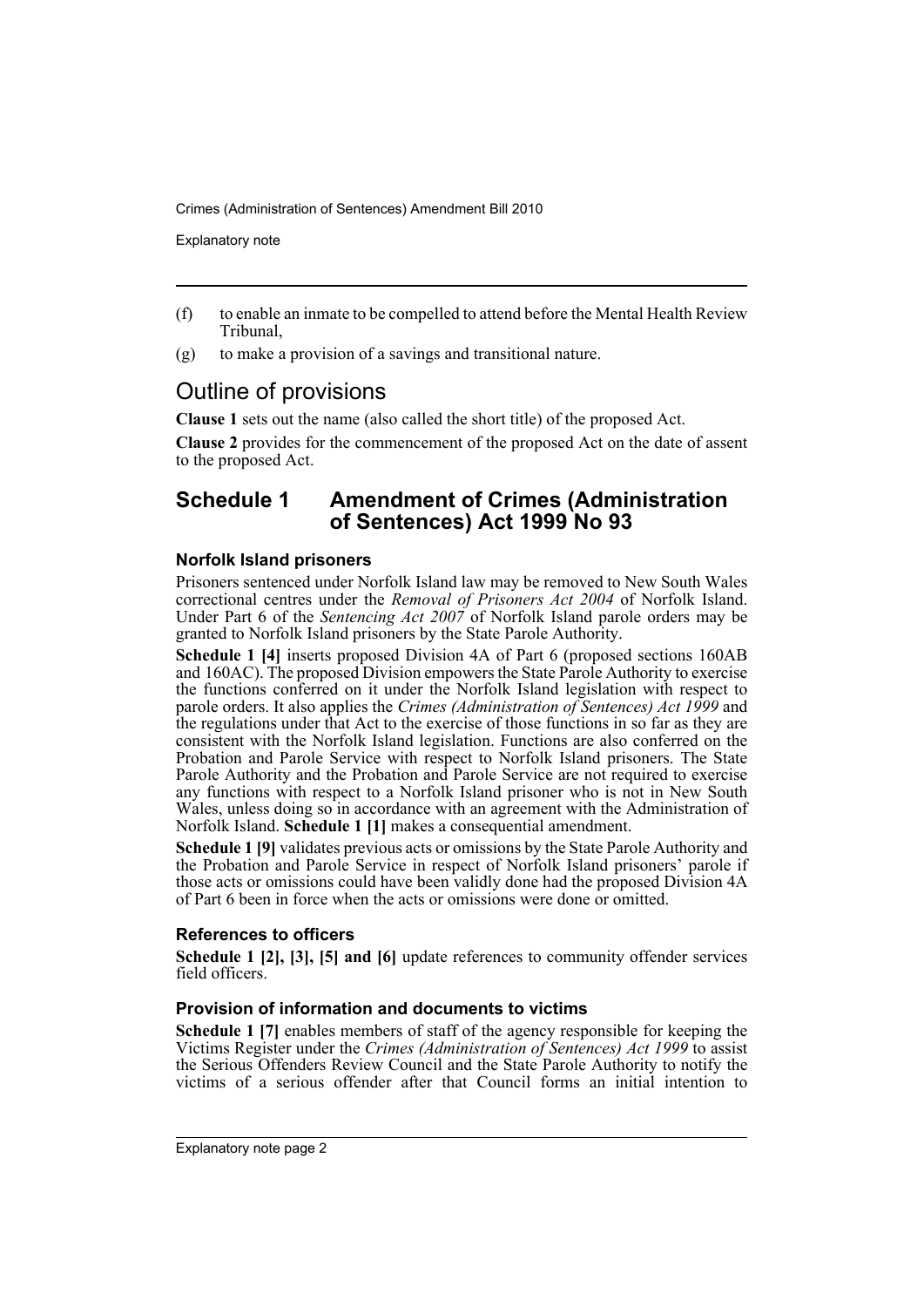(f) to enable an inmate to be compelled to attend before the Mental Health Review Tribunal,

(g) to make a provision of a savings and transitional nature.

## Outline of provisions

**Clause 1** sets out the name (also called the short title) of the proposed Act.

**Clause 2** provides for the commencement of the proposed Act on the date of assent to the proposed Act.

## Schedule 1 Amendment of Crimes (Administration of Sentences) Act 1999 No 93

### Norfolk Island prisoners

Prisoners sentenced under Norfolk Island law may be removed to New South Wales correctional centres under the *Removal of Prisoners Act 2004* of Norfolk Island. Under Part 6 of the *Sentencing Act 2007* of Norfolk Island parole orders may be granted to Norfolk Island prisoners by the State Parole Authority.

**Schedule 1 [4]** inserts proposed Division 4A of Part 6 (proposed sections 160AB and 160AC). The proposed Division empowers the State Parole Authority to exercise the functions conferred on it under the Norfolk Island legislation with respect to parole orders. It also applies the *Crimes (Administration of Sentences) Act 1999* and the regulations under that Act to the exercise of those functions in so far as they are consistent with the Norfolk Island legislation. Functions are also conferred on the Probation and Parole Service with respect to Norfolk Island prisoners. The State Parole Authority and the Probation and Parole Service are not required to exercise any functions with respect to a Norfolk Island prisoner who is not in New South Wales, unless doing so in accordance with an agreement with the Administration of Norfolk Island. **Schedule 1 [1]** makes a consequential amendment.

**Schedule 1 [9]** validates previous acts or omissions by the State Parole Authority and the Probation and Parole Service in respect of Norfolk Island prisoners' parole if those acts or omissions could have been validly done had the proposed Division 4A of Part 6 been in force when the acts or omissions were done or omitted.

### References to officers

**Schedule 1 [2], [3], [5] and [6]** update references to community offender services field officers.

### Provision of information and documents to victims

**Schedule 1 [7]** enables members of staff of the agency responsible for keeping the Victims Register under the *Crimes (Administration of Sentences) Act 1999* to assist the Serious Offenders Review Council and the State Parole Authority to notify the victims of a serious offender after that Council forms an initial intention to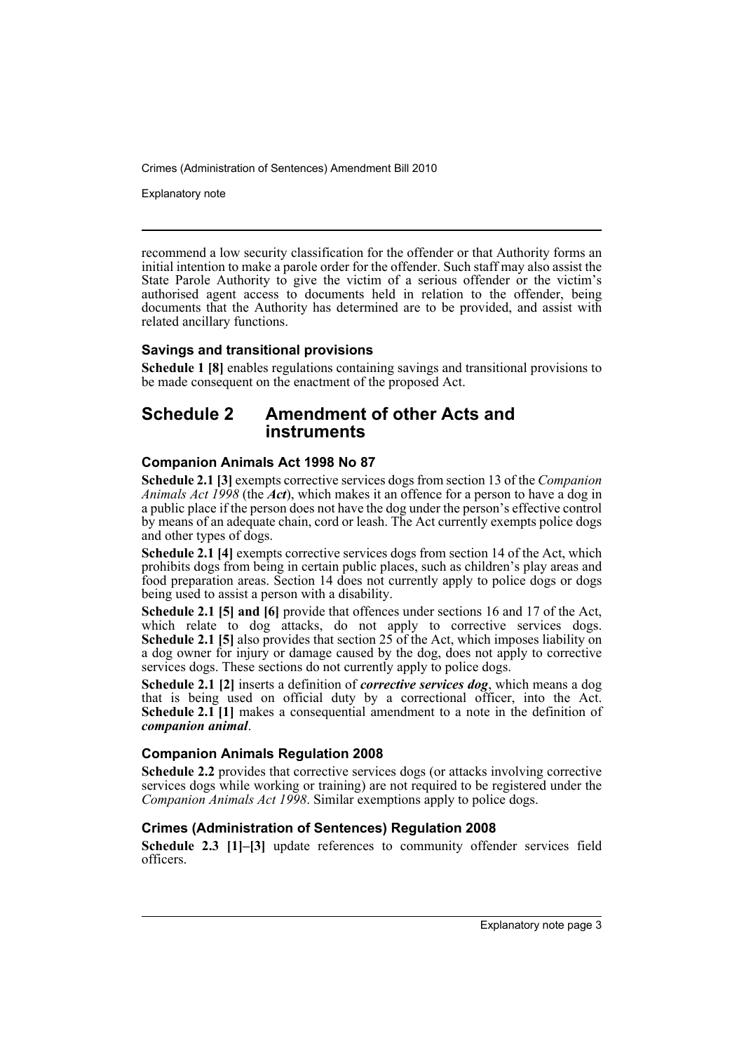recommend a low security classification for the offender or that Authority forms an initial intention to make a parole order for the offender. Such staff may also assist the State Parole Authority to give the victim of a serious offender or the victim's authorised agent access to documents held in relation to the offender, being documents that the Authority has determined are to be provided, and assist with related ancillary functions.

### Savings and transitional provisions

**Schedule 1 [8]** enables regulations containing savings and transitional provisions to be made consequent on the enactment of the proposed Act.

## Schedule 2 Amendment of other Acts and instruments

### Companion Animals Act 1998 No 87

**Schedule 2.1 [3]** exempts corrective services dogs from section 13 of the *Companion Animals Act 1998* (the ***Act***), which makes it an offence for a person to have a dog in a public place if the person does not have the dog under the person's effective control by means of an adequate chain, cord or leash. The Act currently exempts police dogs and other types of dogs.

**Schedule 2.1 [4]** exempts corrective services dogs from section 14 of the Act, which prohibits dogs from being in certain public places, such as children's play areas and food preparation areas. Section 14 does not currently apply to police dogs or dogs being used to assist a person with a disability.

**Schedule 2.1 [5] and [6]** provide that offences under sections 16 and 17 of the Act, which relate to dog attacks, do not apply to corrective services dogs. **Schedule 2.1 [5]** also provides that section 25 of the Act, which imposes liability on a dog owner for injury or damage caused by the dog, does not apply to corrective services dogs. These sections do not currently apply to police dogs.

**Schedule 2.1 [2]** inserts a definition of ***corrective services dog***, which means a dog that is being used on official duty by a correctional officer, into the Act. **Schedule 2.1 [1]** makes a consequential amendment to a note in the definition of ***companion animal***.

### Companion Animals Regulation 2008

**Schedule 2.2** provides that corrective services dogs (or attacks involving corrective services dogs while working or training) are not required to be registered under the *Companion Animals Act 1998*. Similar exemptions apply to police dogs.

### Crimes (Administration of Sentences) Regulation 2008

**Schedule 2.3 [1]–[3]** update references to community offender services field officers.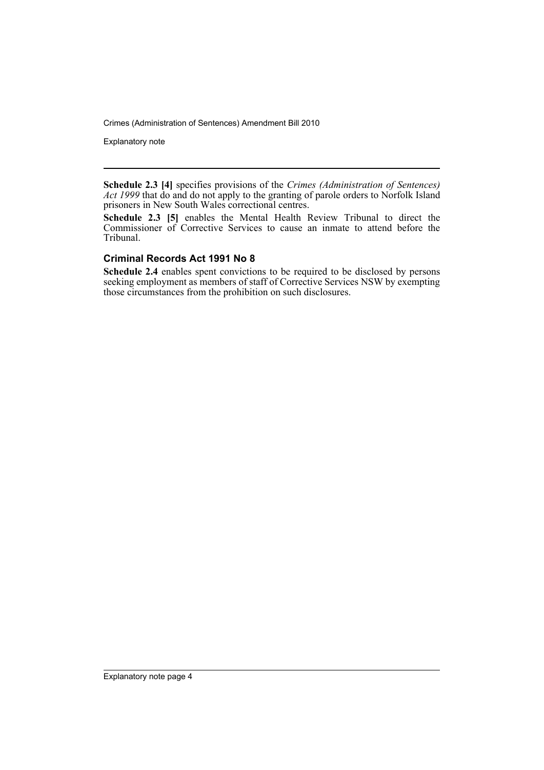**Schedule 2.3 [4]** specifies provisions of the *Crimes (Administration of Sentences) Act 1999* that do and do not apply to the granting of parole orders to Norfolk Island prisoners in New South Wales correctional centres.

**Schedule 2.3 [5]** enables the Mental Health Review Tribunal to direct the Commissioner of Corrective Services to cause an inmate to attend before the Tribunal.

### Criminal Records Act 1991 No 8

**Schedule 2.4** enables spent convictions to be required to be disclosed by persons seeking employment as members of staff of Corrective Services NSW by exempting those circumstances from the prohibition on such disclosures.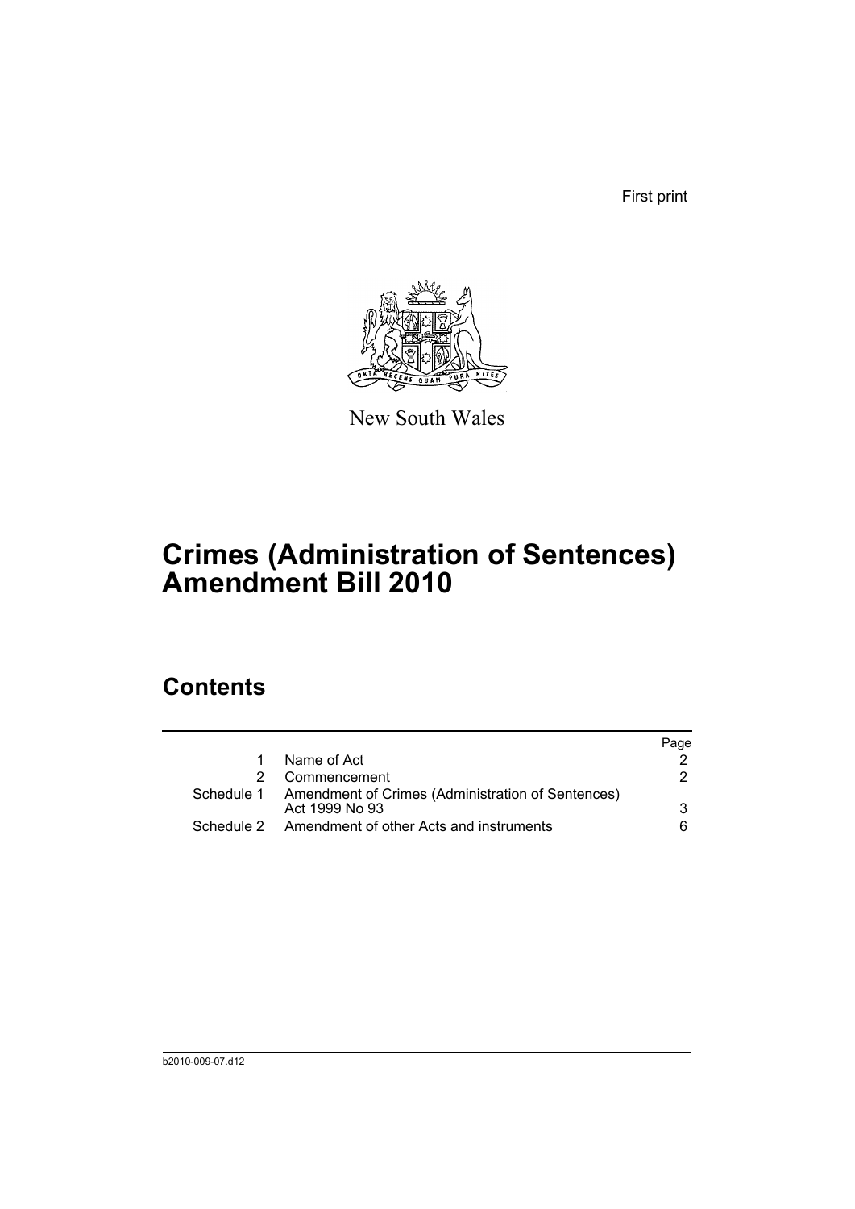First print

New South Wales

# Crimes (Administration of Sentences) Amendment Bill 2010

## Contents

| | | Page |
|---|---|---|
| 1 | Name of Act | 2 |
| 2 | Commencement | 2 |
| Schedule 1 | Amendment of Crimes (Administration of Sentences) Act 1999 No 93 | 3 |
| Schedule 2 | Amendment of other Acts and instruments | 6 |

b2010-009-07.d12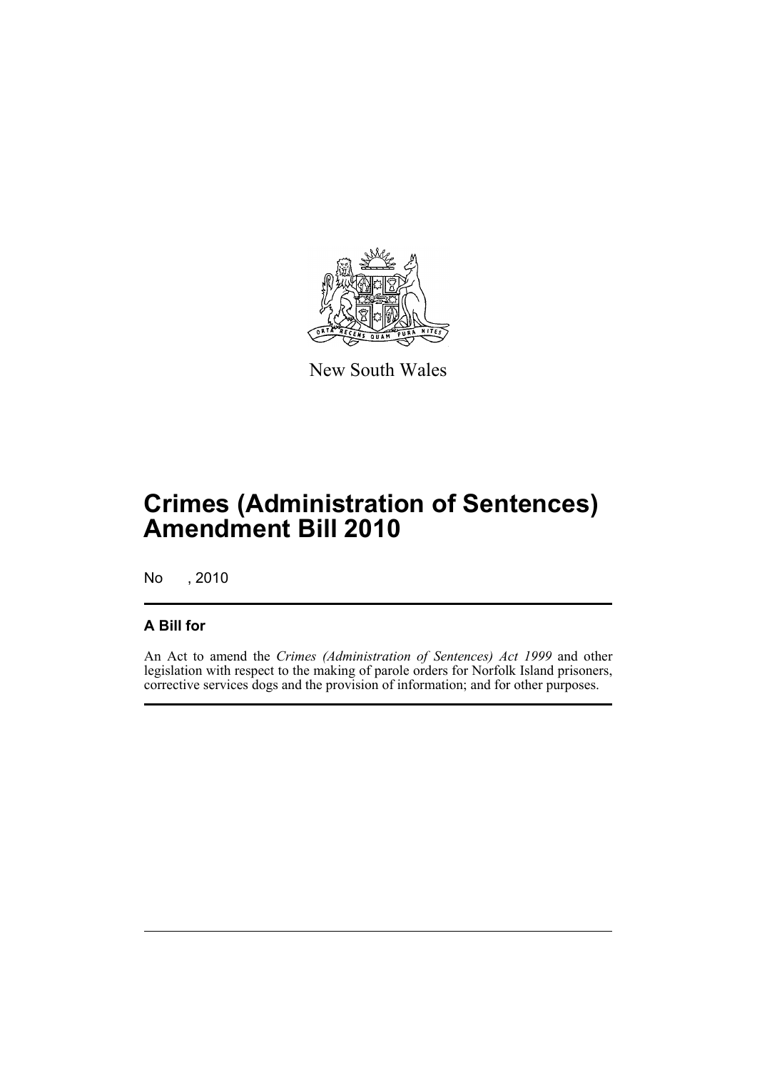New South Wales

# Crimes (Administration of Sentences) Amendment Bill 2010

No , 2010

## A Bill for

An Act to amend the *Crimes (Administration of Sentences) Act 1999* and other legislation with respect to the making of parole orders for Norfolk Island prisoners, corrective services dogs and the provision of information; and for other purposes.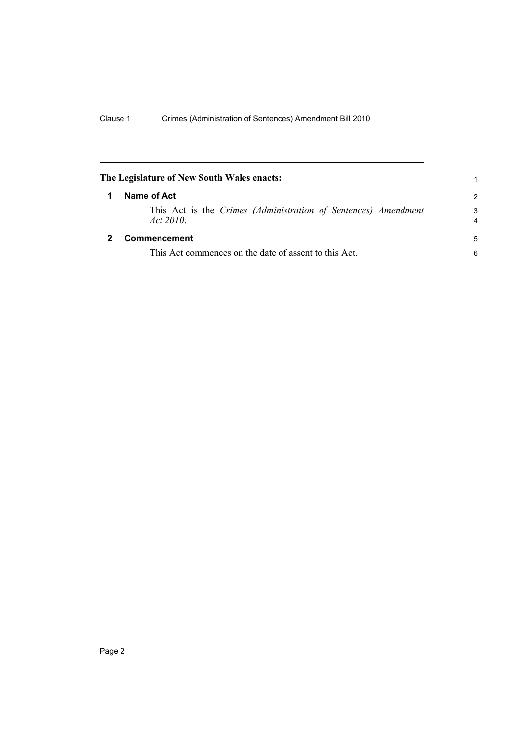**The Legislature of New South Wales enacts:**

## 1 Name of Act

This Act is the *Crimes (Administration of Sentences) Amendment Act 2010*.

## 2 Commencement

This Act commences on the date of assent to this Act.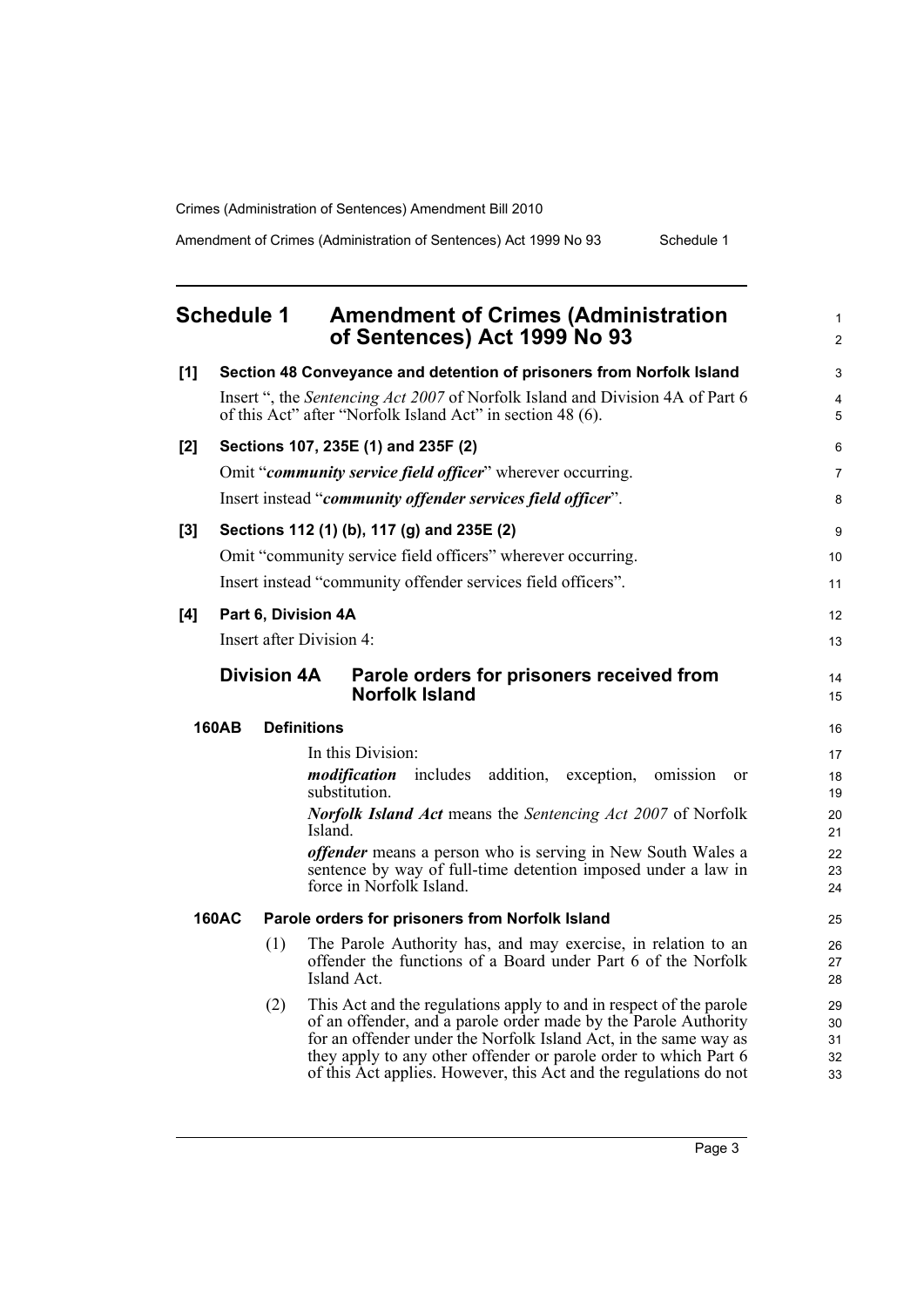# Schedule 1 Amendment of Crimes (Administration of Sentences) Act 1999 No 93

**[1] Section 48 Conveyance and detention of prisoners from Norfolk Island**

Insert ", the *Sentencing Act 2007* of Norfolk Island and Division 4A of Part 6 of this Act" after "Norfolk Island Act" in section 48 (6).

**[2] Sections 107, 235E (1) and 235F (2)**

Omit "***community service field officer***" wherever occurring.

Insert instead "***community offender services field officer***".

**[3] Sections 112 (1) (b), 117 (g) and 235E (2)**

Omit "community service field officers" wherever occurring.

Insert instead "community offender services field officers".

**[4] Part 6, Division 4A**

Insert after Division 4:

## Division 4A Parole orders for prisoners received from Norfolk Island

**160AB Definitions**

In this Division:

***modification*** includes addition, exception, omission or substitution.

***Norfolk Island Act*** means the *Sentencing Act 2007* of Norfolk Island.

***offender*** means a person who is serving in New South Wales a sentence by way of full-time detention imposed under a law in force in Norfolk Island.

**160AC Parole orders for prisoners from Norfolk Island**

(1) The Parole Authority has, and may exercise, in relation to an offender the functions of a Board under Part 6 of the Norfolk Island Act.

(2) This Act and the regulations apply to and in respect of the parole of an offender, and a parole order made by the Parole Authority for an offender under the Norfolk Island Act, in the same way as they apply to any other offender or parole order to which Part 6 of this Act applies. However, this Act and the regulations do not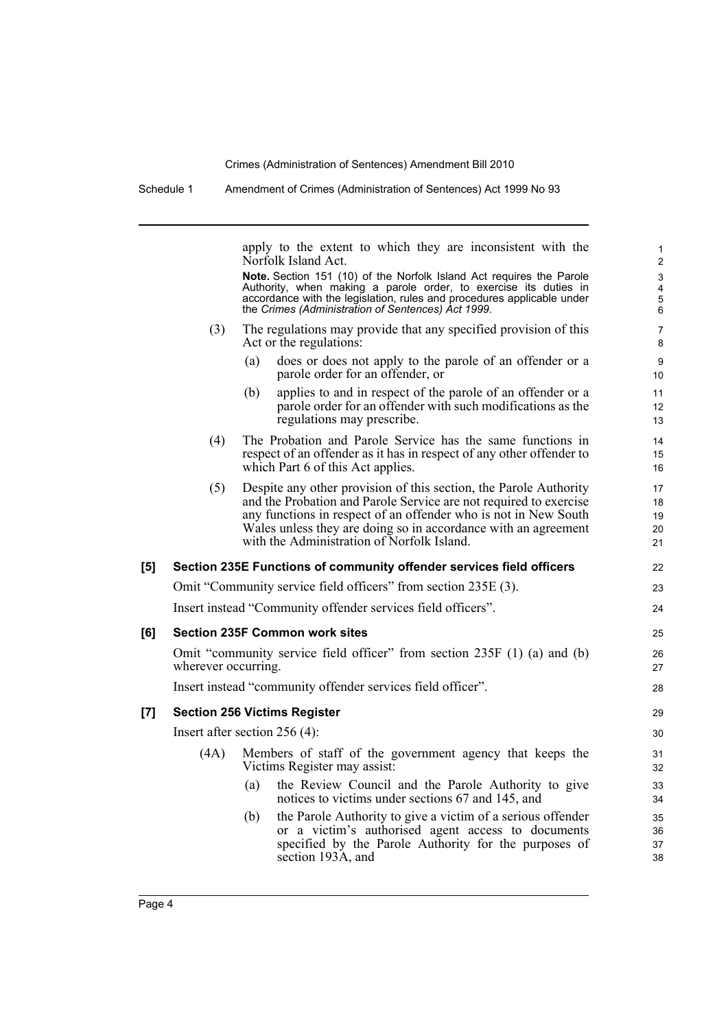apply to the extent to which they are inconsistent with the Norfolk Island Act.

**Note.** Section 151 (10) of the Norfolk Island Act requires the Parole Authority, when making a parole order, to exercise its duties in accordance with the legislation, rules and procedures applicable under the *Crimes (Administration of Sentences) Act 1999*.

(3) The regulations may provide that any specified provision of this Act or the regulations:

(a) does or does not apply to the parole of an offender or a parole order for an offender, or

(b) applies to and in respect of the parole of an offender or a parole order for an offender with such modifications as the regulations may prescribe.

(4) The Probation and Parole Service has the same functions in respect of an offender as it has in respect of any other offender to which Part 6 of this Act applies.

(5) Despite any other provision of this section, the Parole Authority and the Probation and Parole Service are not required to exercise any functions in respect of an offender who is not in New South Wales unless they are doing so in accordance with an agreement with the Administration of Norfolk Island.

**[5] Section 235E Functions of community offender services field officers**

Omit "Community service field officers" from section 235E (3).

Insert instead "Community offender services field officers".

**[6] Section 235F Common work sites**

Omit "community service field officer" from section 235F (1) (a) and (b) wherever occurring.

Insert instead "community offender services field officer".

**[7] Section 256 Victims Register**

Insert after section 256 (4):

(4A) Members of staff of the government agency that keeps the Victims Register may assist:

(a) the Review Council and the Parole Authority to give notices to victims under sections 67 and 145, and

(b) the Parole Authority to give a victim of a serious offender or a victim's authorised agent access to documents specified by the Parole Authority for the purposes of section 193A, and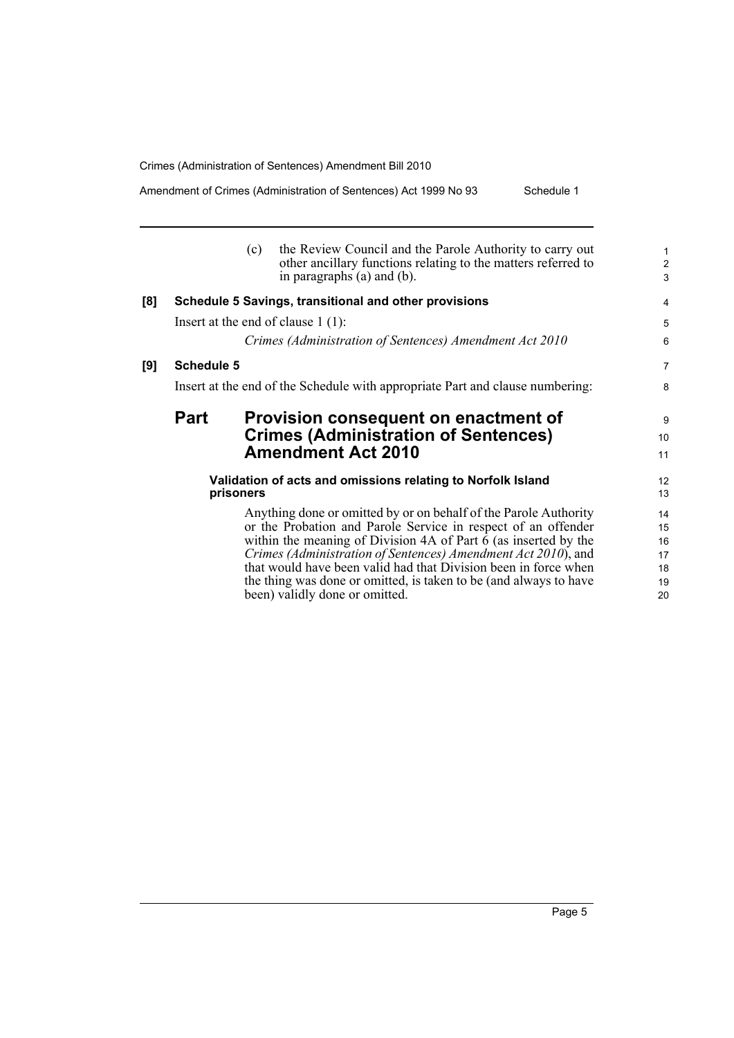(c) the Review Council and the Parole Authority to carry out other ancillary functions relating to the matters referred to in paragraphs (a) and (b).

**[8] Schedule 5 Savings, transitional and other provisions**

Insert at the end of clause 1 (1):

*Crimes (Administration of Sentences) Amendment Act 2010*

**[9] Schedule 5**

Insert at the end of the Schedule with appropriate Part and clause numbering:

## Part Provision consequent on enactment of Crimes (Administration of Sentences) Amendment Act 2010

### Validation of acts and omissions relating to Norfolk Island prisoners

Anything done or omitted by or on behalf of the Parole Authority or the Probation and Parole Service in respect of an offender within the meaning of Division 4A of Part 6 (as inserted by the *Crimes (Administration of Sentences) Amendment Act 2010*), and that would have been valid had that Division been in force when the thing was done or omitted, is taken to be (and always to have been) validly done or omitted.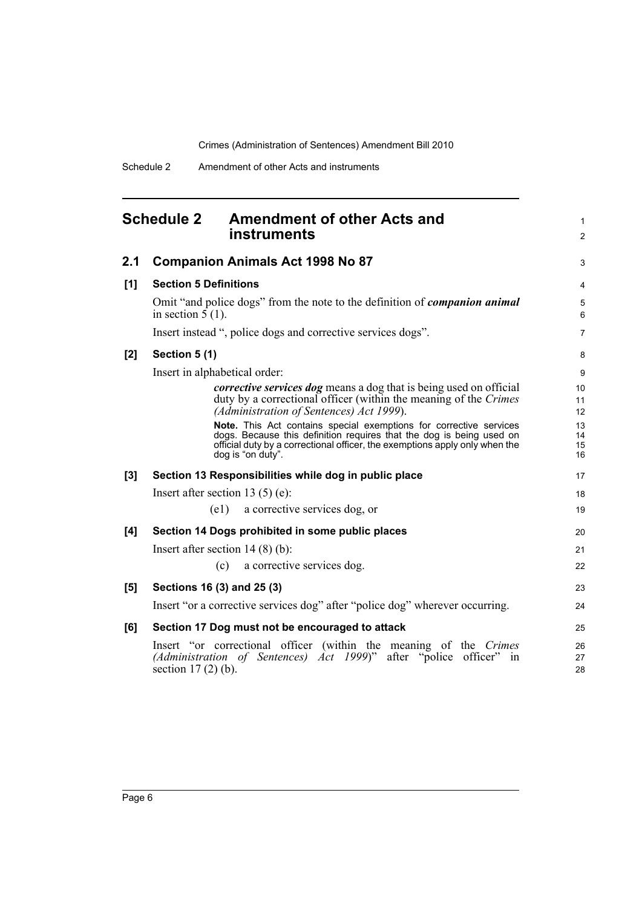# Schedule 2 Amendment of other Acts and instruments

## 2.1 Companion Animals Act 1998 No 87

### [1] Section 5 Definitions

Omit "and police dogs" from the note to the definition of ***companion animal*** in section 5 (1).

Insert instead ", police dogs and corrective services dogs".

### [2] Section 5 (1)

Insert in alphabetical order:

> ***corrective services dog*** means a dog that is being used on official duty by a correctional officer (within the meaning of the *Crimes (Administration of Sentences) Act 1999*).
>
> **Note.** This Act contains special exemptions for corrective services dogs. Because this definition requires that the dog is being used on official duty by a correctional officer, the exemptions apply only when the dog is "on duty".

### [3] Section 13 Responsibilities while dog in public place

Insert after section 13 (5) (e):

> (e1) a corrective services dog, or

### [4] Section 14 Dogs prohibited in some public places

Insert after section 14 (8) (b):

> (c) a corrective services dog.

### [5] Sections 16 (3) and 25 (3)

Insert "or a corrective services dog" after "police dog" wherever occurring.

### [6] Section 17 Dog must not be encouraged to attack

Insert "or correctional officer (within the meaning of the *Crimes (Administration of Sentences) Act 1999*)" after "police officer" in section 17 (2) (b).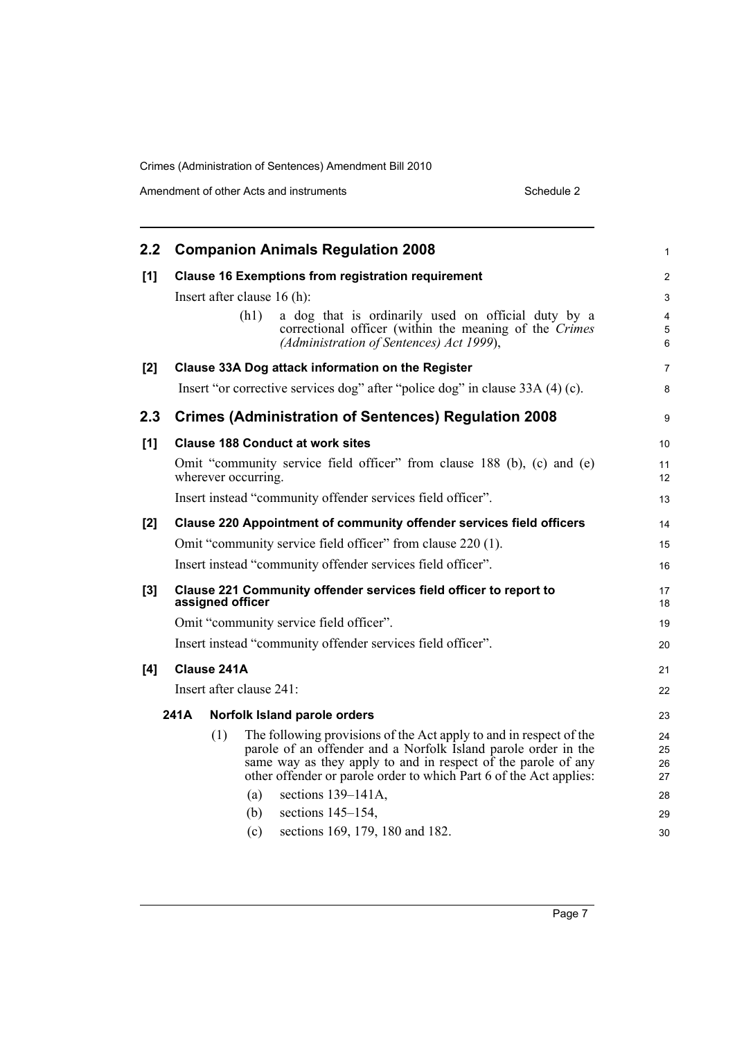## 2.2 Companion Animals Regulation 2008

**[1] Clause 16 Exemptions from registration requirement**

Insert after clause 16 (h):

> (h1) a dog that is ordinarily used on official duty by a correctional officer (within the meaning of the *Crimes (Administration of Sentences) Act 1999*),

**[2] Clause 33A Dog attack information on the Register**

Insert "or corrective services dog" after "police dog" in clause 33A (4) (c).

## 2.3 Crimes (Administration of Sentences) Regulation 2008

**[1] Clause 188 Conduct at work sites**

Omit "community service field officer" from clause 188 (b), (c) and (e) wherever occurring.

Insert instead "community offender services field officer".

**[2] Clause 220 Appointment of community offender services field officers**

Omit "community service field officer" from clause 220 (1).

Insert instead "community offender services field officer".

**[3] Clause 221 Community offender services field officer to report to assigned officer**

Omit "community service field officer".

Insert instead "community offender services field officer".

**[4] Clause 241A**

Insert after clause 241:

**241A Norfolk Island parole orders**

(1) The following provisions of the Act apply to and in respect of the parole of an offender and a Norfolk Island parole order in the same way as they apply to and in respect of the parole of any other offender or parole order to which Part 6 of the Act applies:

(a) sections 139–141A,

(b) sections 145–154,

(c) sections 169, 179, 180 and 182.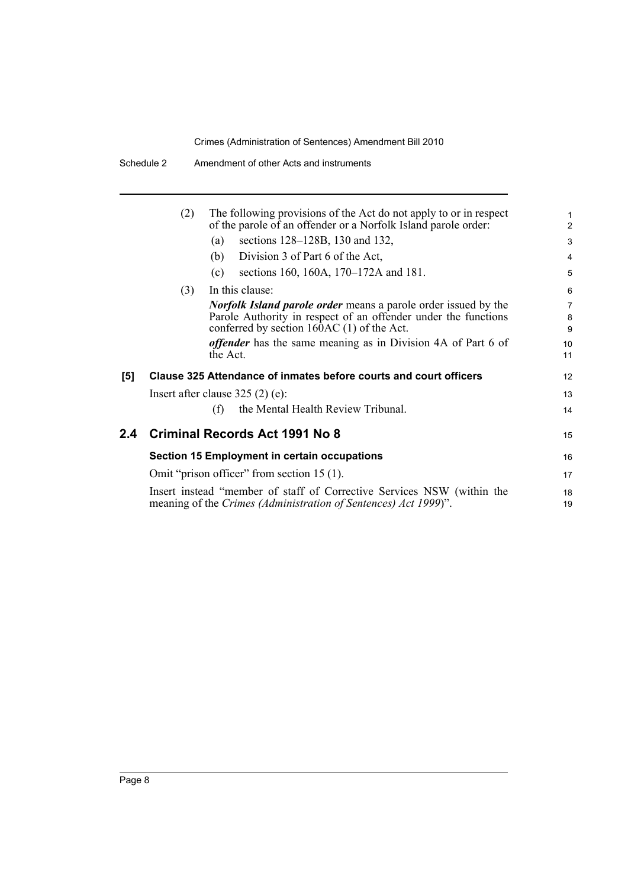(2) The following provisions of the Act do not apply to or in respect of the parole of an offender or a Norfolk Island parole order:

(a) sections 128–128B, 130 and 132,

(b) Division 3 of Part 6 of the Act,

(c) sections 160, 160A, 170–172A and 181.

(3) In this clause:

***Norfolk Island parole order*** means a parole order issued by the Parole Authority in respect of an offender under the functions conferred by section 160AC (1) of the Act.

***offender*** has the same meaning as in Division 4A of Part 6 of the Act.

**[5] Clause 325 Attendance of inmates before courts and court officers**

Insert after clause 325 (2) (e):

(f) the Mental Health Review Tribunal.

## 2.4 Criminal Records Act 1991 No 8

**Section 15 Employment in certain occupations**

Omit "prison officer" from section 15 (1).

Insert instead "member of staff of Corrective Services NSW (within the meaning of the *Crimes (Administration of Sentences) Act 1999*)".